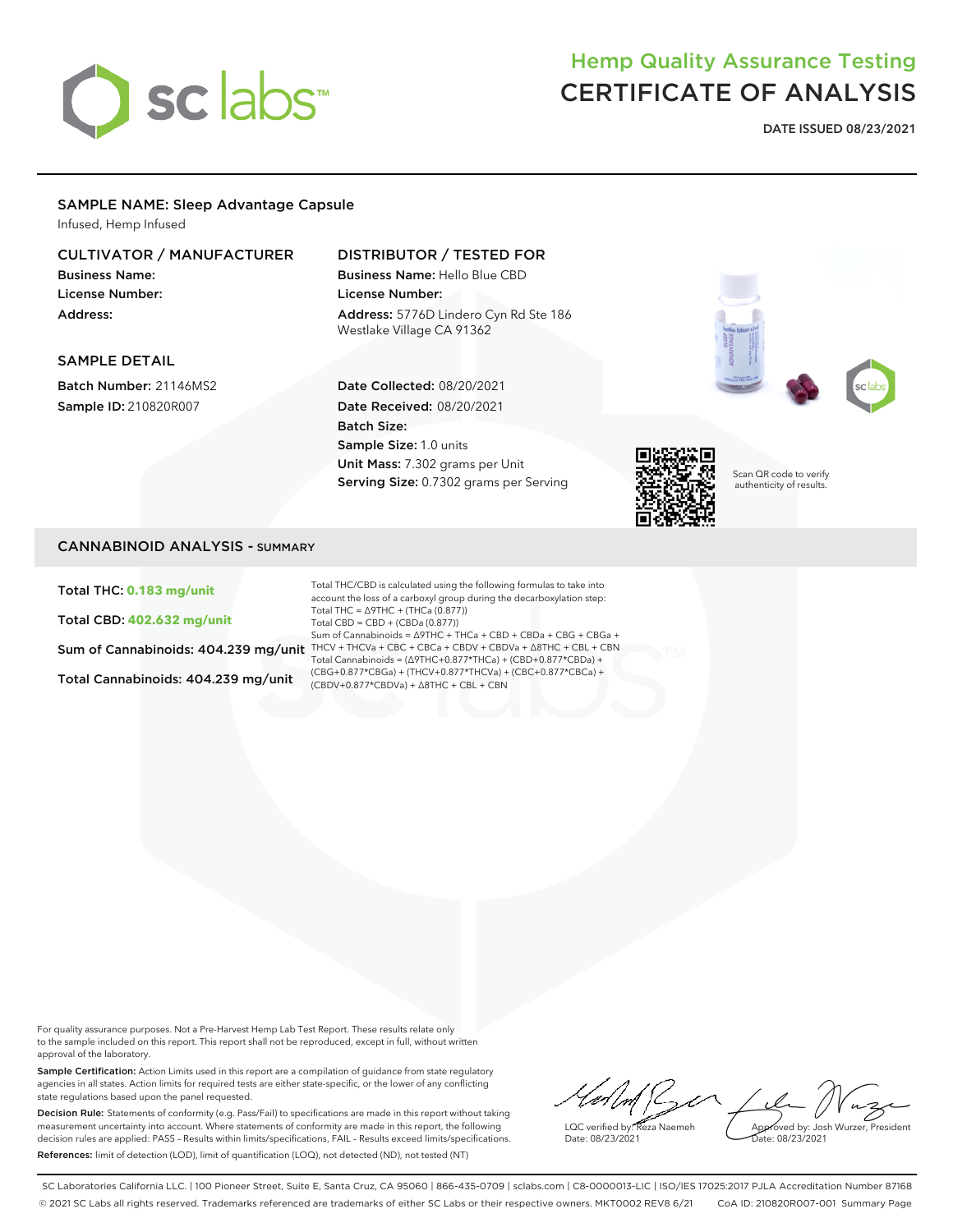# Hemp Quality Assurance Testing
# CERTIFICATE OF ANALYSIS

**DATE ISSUED 08/23/2021**

## SAMPLE NAME: Sleep Advantage Capsule

Infused, Hemp Infused

### CULTIVATOR / MANUFACTURER

**Business Name:**
**License Number:**
**Address:**

### DISTRIBUTOR / TESTED FOR

**Business Name:** Hello Blue CBD
**License Number:**
**Address:** 5776D Lindero Cyn Rd Ste 186 Westlake Village CA 91362

### SAMPLE DETAIL

**Batch Number:** 21146MS2
**Sample ID:** 210820R007

**Date Collected:** 08/20/2021
**Date Received:** 08/20/2021
**Batch Size:**
**Sample Size:** 1.0 units
**Unit Mass:** 7.302 grams per Unit
**Serving Size:** 0.7302 grams per Serving

Scan QR code to verify authenticity of results.

## CANNABINOID ANALYSIS - SUMMARY

**Total THC: 0.183 mg/unit**

**Total CBD: 402.632 mg/unit**

**Sum of Cannabinoids: 404.239 mg/unit**

**Total Cannabinoids: 404.239 mg/unit**

Total THC/CBD is calculated using the following formulas to take into account the loss of a carboxyl group during the decarboxylation step:
Total THC = Δ9THC + (THCa (0.877))
Total CBD = CBD + (CBDa (0.877))
Sum of Cannabinoids = Δ9THC + THCa + CBD + CBDa + CBG + CBGa + THCV + THCVa + CBC + CBCa + CBDV + CBDVa + Δ8THC + CBL + CBN
Total Cannabinoids = (Δ9THC+0.877*THCa) + (CBD+0.877*CBDa) + (CBG+0.877*CBGa) + (THCV+0.877*THCVa) + (CBC+0.877*CBCa) + (CBDV+0.877*CBDVa) + Δ8THC + CBL + CBN

For quality assurance purposes. Not a Pre-Harvest Hemp Lab Test Report. These results relate only to the sample included on this report. This report shall not be reproduced, except in full, without written approval of the laboratory.

**Sample Certification:** Action Limits used in this report are a compilation of guidance from state regulatory agencies in all states. Action limits for required tests are either state-specific, or the lower of any conflicting state regulations based upon the panel requested.

**Decision Rule:** Statements of conformity (e.g. Pass/Fail) to specifications are made in this report without taking measurement uncertainty into account. Where statements of conformity are made in this report, the following decision rules are applied: PASS – Results within limits/specifications, FAIL – Results exceed limits/specifications.

**References:** limit of detection (LOD), limit of quantification (LOQ), not detected (ND), not tested (NT)

LQC verified by: Reza Naemeh
Date: 08/23/2021

Approved by: Josh Wurzer, President
Date: 08/23/2021

SC Laboratories California LLC. | 100 Pioneer Street, Suite E, Santa Cruz, CA 95060 | 866-435-0709 | sclabs.com | C8-0000013-LIC | ISO/IES 17025:2017 PJLA Accreditation Number 87168
© 2021 SC Labs all rights reserved. Trademarks referenced are trademarks of either SC Labs or their respective owners. MKT0002 REV8 6/21 CoA ID: 210820R007-001 Summary Page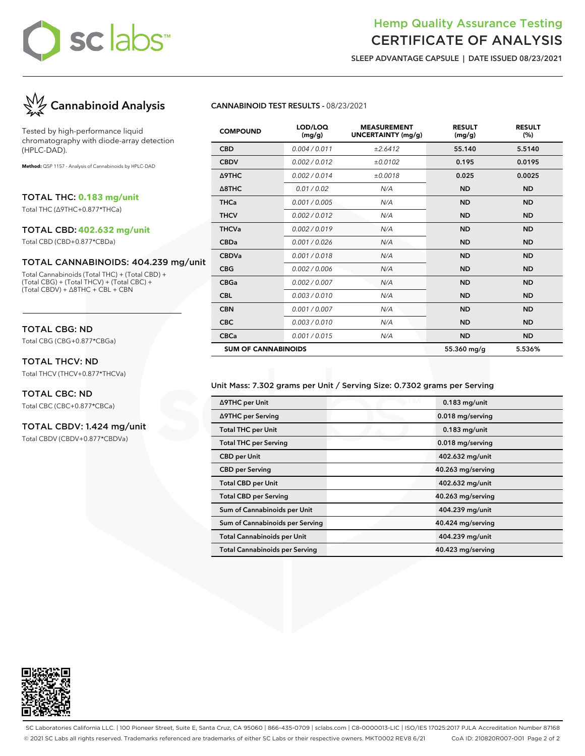# Hemp Quality Assurance Testing
# CERTIFICATE OF ANALYSIS

**SLEEP ADVANTAGE CAPSULE | DATE ISSUED 08/23/2021**

## Cannabinoid Analysis

Tested by high-performance liquid chromatography with diode-array detection (HPLC-DAD).

**Method:** QSP 1157 - Analysis of Cannabinoids by HPLC-DAD

### TOTAL THC: 0.183 mg/unit

Total THC (Δ9THC+0.877*THCa)

### TOTAL CBD: 402.632 mg/unit

Total CBD (CBD+0.877*CBDa)

### TOTAL CANNABINOIDS: 404.239 mg/unit

Total Cannabinoids (Total THC) + (Total CBD) + (Total CBG) + (Total THCV) + (Total CBC) + (Total CBDV) + Δ8THC + CBL + CBN

### TOTAL CBG: ND

Total CBG (CBG+0.877*CBGa)

### TOTAL THCV: ND

Total THCV (THCV+0.877*THCVa)

### TOTAL CBC: ND

Total CBC (CBC+0.877*CBCa)

### TOTAL CBDV: 1.424 mg/unit

Total CBDV (CBDV+0.877*CBDVa)

**CANNABINOID TEST RESULTS** - 08/23/2021

| COMPOUND | LOD/LOQ (mg/g) | MEASUREMENT UNCERTAINTY (mg/g) | RESULT (mg/g) | RESULT (%) |
|---|---|---|---|---|
| CBD | 0.004 / 0.011 | ±2.6412 | 55.140 | 5.5140 |
| CBDV | 0.002 / 0.012 | ±0.0102 | 0.195 | 0.0195 |
| Δ9THC | 0.002 / 0.014 | ±0.0018 | 0.025 | 0.0025 |
| Δ8THC | 0.01 / 0.02 | N/A | ND | ND |
| THCa | 0.001 / 0.005 | N/A | ND | ND |
| THCV | 0.002 / 0.012 | N/A | ND | ND |
| THCVa | 0.002 / 0.019 | N/A | ND | ND |
| CBDa | 0.001 / 0.026 | N/A | ND | ND |
| CBDVa | 0.001 / 0.018 | N/A | ND | ND |
| CBG | 0.002 / 0.006 | N/A | ND | ND |
| CBGa | 0.002 / 0.007 | N/A | ND | ND |
| CBL | 0.003 / 0.010 | N/A | ND | ND |
| CBN | 0.001 / 0.007 | N/A | ND | ND |
| CBC | 0.003 / 0.010 | N/A | ND | ND |
| CBCa | 0.001 / 0.015 | N/A | ND | ND |
| **SUM OF CANNABINOIDS** | | | 55.360 mg/g | 5.536% |

Unit Mass: 7.302 grams per Unit / Serving Size: 0.7302 grams per Serving

| | |
|---|---|
| Δ9THC per Unit | 0.183 mg/unit |
| Δ9THC per Serving | 0.018 mg/serving |
| Total THC per Unit | 0.183 mg/unit |
| Total THC per Serving | 0.018 mg/serving |
| CBD per Unit | 402.632 mg/unit |
| CBD per Serving | 40.263 mg/serving |
| Total CBD per Unit | 402.632 mg/unit |
| Total CBD per Serving | 40.263 mg/serving |
| Sum of Cannabinoids per Unit | 404.239 mg/unit |
| Sum of Cannabinoids per Serving | 40.424 mg/serving |
| Total Cannabinoids per Unit | 404.239 mg/unit |
| Total Cannabinoids per Serving | 40.423 mg/serving |

SC Laboratories California LLC. | 100 Pioneer Street, Suite E, Santa Cruz, CA 95060 | 866-435-0709 | sclabs.com | C8-0000013-LIC | ISO/IES 17025:2017 PJLA Accreditation Number 87168
© 2021 SC Labs all rights reserved. Trademarks referenced are trademarks of either SC Labs or their respective owners. MKT0002 REV8 6/21 CoA ID: 210820R007-001